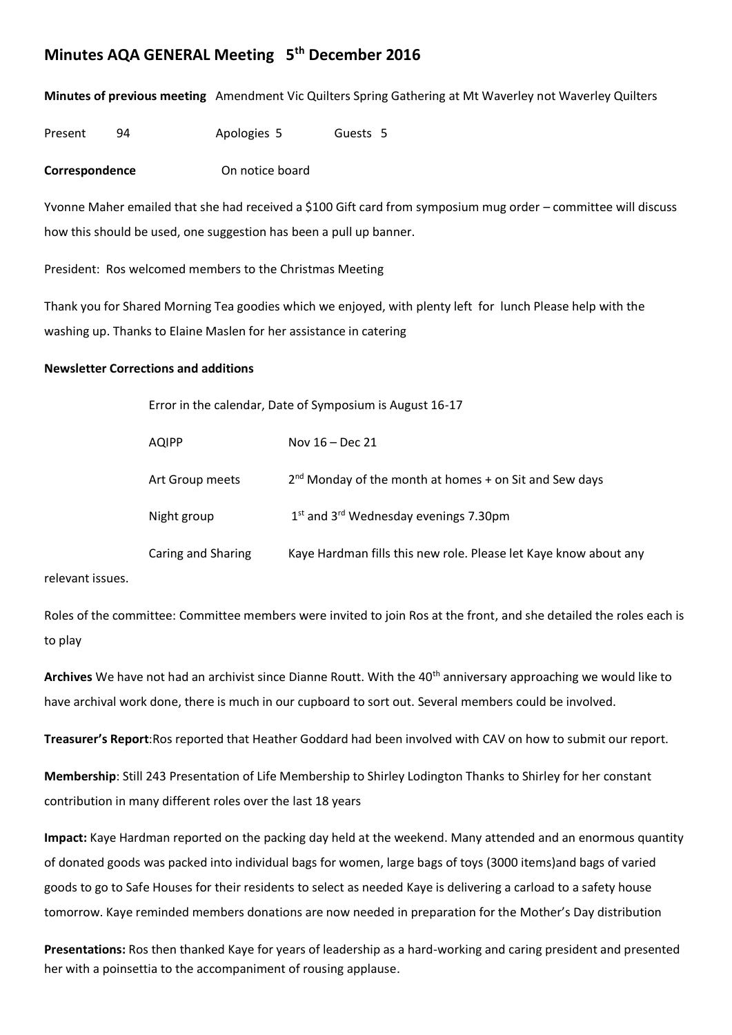# Minutes AQA GENERAL Meeting 5th December 2016

**Minutes of previous meeting** Amendment Vic Quilters Spring Gathering at Mt Waverley not Waverley Quilters

Present 94 Apologies 5 Guests 5

**Correspondence** On notice board

Yvonne Maher emailed that she had received a $100 Gift card from symposium mug order – committee will discuss how this should be used, one suggestion has been a pull up banner.

President: Ros welcomed members to the Christmas Meeting

Thank you for Shared Morning Tea goodies which we enjoyed, with plenty left for lunch Please help with the washing up. Thanks to Elaine Maslen for her assistance in catering

**Newsletter Corrections and additions**

Error in the calendar, Date of Symposium is August 16-17

| | |
|---|---|
| AQIPP | Nov 16 – Dec 21 |
| Art Group meets | 2nd Monday of the month at homes + on Sit and Sew days |
| Night group | 1st and 3rd Wednesday evenings 7.30pm |
| Caring and Sharing | Kaye Hardman fills this new role. Please let Kaye know about any relevant issues. |

Roles of the committee: Committee members were invited to join Ros at the front, and she detailed the roles each is to play

**Archives** We have not had an archivist since Dianne Routt. With the 40th anniversary approaching we would like to have archival work done, there is much in our cupboard to sort out. Several members could be involved.

**Treasurer's Report**:Ros reported that Heather Goddard had been involved with CAV on how to submit our report.

**Membership**: Still 243 Presentation of Life Membership to Shirley Lodington Thanks to Shirley for her constant contribution in many different roles over the last 18 years

**Impact:** Kaye Hardman reported on the packing day held at the weekend. Many attended and an enormous quantity of donated goods was packed into individual bags for women, large bags of toys (3000 items)and bags of varied goods to go to Safe Houses for their residents to select as needed Kaye is delivering a carload to a safety house tomorrow. Kaye reminded members donations are now needed in preparation for the Mother's Day distribution

**Presentations:** Ros then thanked Kaye for years of leadership as a hard-working and caring president and presented her with a poinsettia to the accompaniment of rousing applause.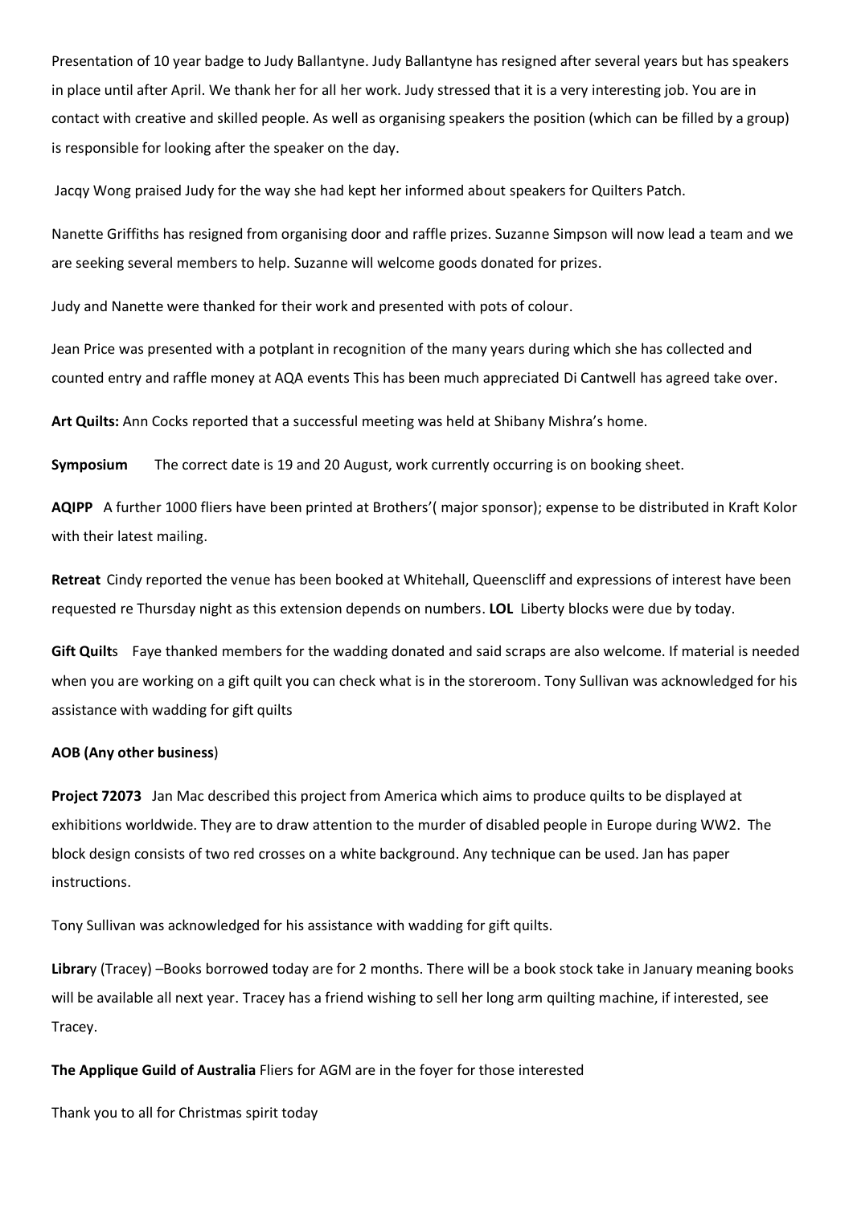Presentation of 10 year badge to Judy Ballantyne. Judy Ballantyne has resigned after several years but has speakers in place until after April. We thank her for all her work. Judy stressed that it is a very interesting job. You are in contact with creative and skilled people. As well as organising speakers the position (which can be filled by a group) is responsible for looking after the speaker on the day.

Jacqy Wong praised Judy for the way she had kept her informed about speakers for Quilters Patch.

Nanette Griffiths has resigned from organising door and raffle prizes. Suzanne Simpson will now lead a team and we are seeking several members to help. Suzanne will welcome goods donated for prizes.

Judy and Nanette were thanked for their work and presented with pots of colour.

Jean Price was presented with a potplant in recognition of the many years during which she has collected and counted entry and raffle money at AQA events This has been much appreciated Di Cantwell has agreed take over.

**Art Quilts:** Ann Cocks reported that a successful meeting was held at Shibany Mishra's home.

**Symposium** The correct date is 19 and 20 August, work currently occurring is on booking sheet.

**AQIPP** A further 1000 fliers have been printed at Brothers'( major sponsor); expense to be distributed in Kraft Kolor with their latest mailing.

**Retreat** Cindy reported the venue has been booked at Whitehall, Queenscliff and expressions of interest have been requested re Thursday night as this extension depends on numbers. **LOL** Liberty blocks were due by today.

**Gift Quilt**s Faye thanked members for the wadding donated and said scraps are also welcome. If material is needed when you are working on a gift quilt you can check what is in the storeroom. Tony Sullivan was acknowledged for his assistance with wadding for gift quilts

**AOB (Any other business**)

**Project 72073** Jan Mac described this project from America which aims to produce quilts to be displayed at exhibitions worldwide. They are to draw attention to the murder of disabled people in Europe during WW2. The block design consists of two red crosses on a white background. Any technique can be used. Jan has paper instructions.

Tony Sullivan was acknowledged for his assistance with wadding for gift quilts.

**Librar**y (Tracey) –Books borrowed today are for 2 months. There will be a book stock take in January meaning books will be available all next year. Tracey has a friend wishing to sell her long arm quilting machine, if interested, see Tracey.

**The Applique Guild of Australia** Fliers for AGM are in the foyer for those interested

Thank you to all for Christmas spirit today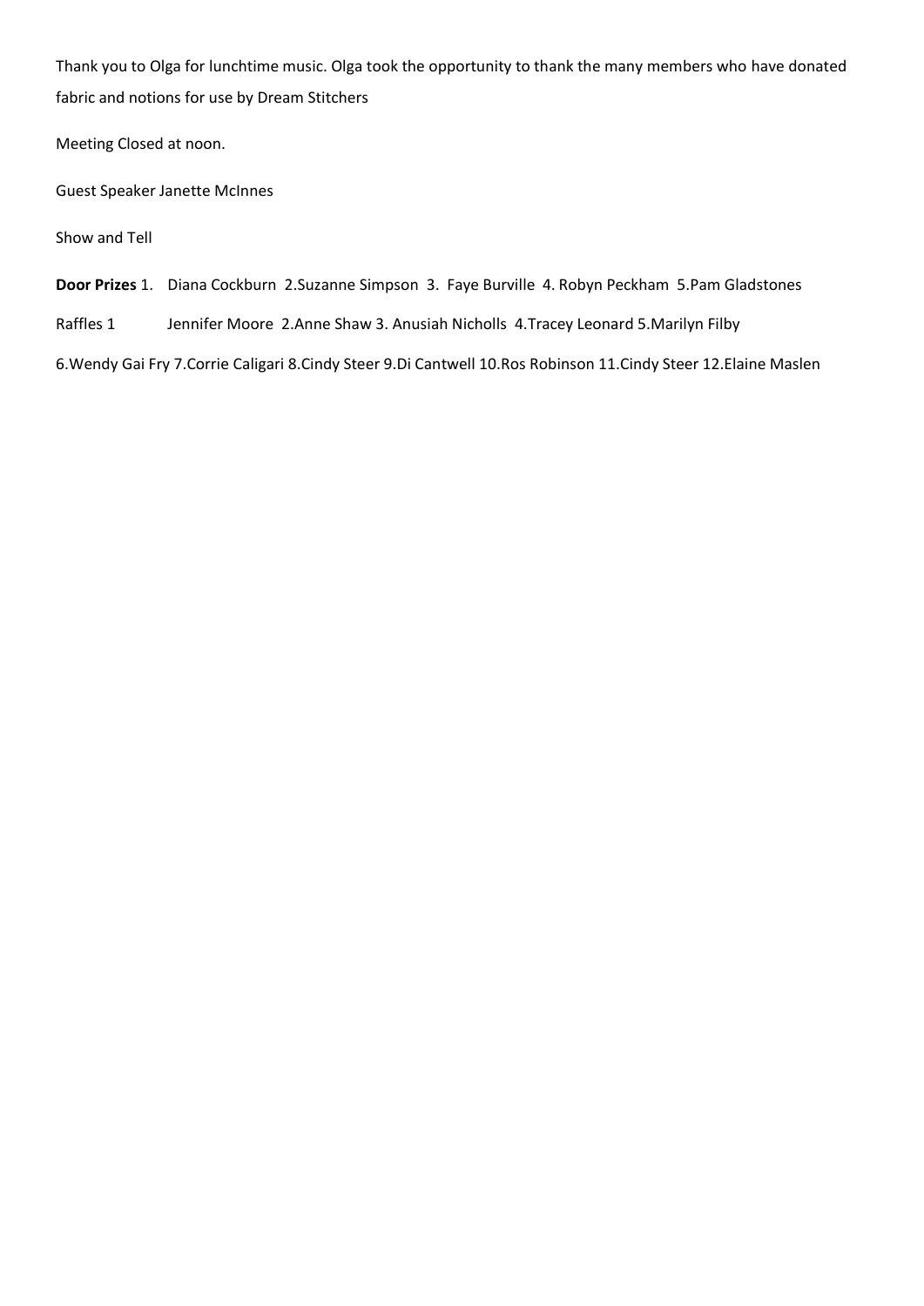Thank you to Olga for lunchtime music. Olga took the opportunity to thank the many members who have donated fabric and notions for use by Dream Stitchers

Meeting Closed at noon.

Guest Speaker Janette McInnes

Show and Tell

**Door Prizes** 1. Diana Cockburn 2.Suzanne Simpson 3. Faye Burville 4. Robyn Peckham 5.Pam Gladstones

Raffles 1 Jennifer Moore 2.Anne Shaw 3. Anusiah Nicholls 4.Tracey Leonard 5.Marilyn Filby

6.Wendy Gai Fry 7.Corrie Caligari 8.Cindy Steer 9.Di Cantwell 10.Ros Robinson 11.Cindy Steer 12.Elaine Maslen